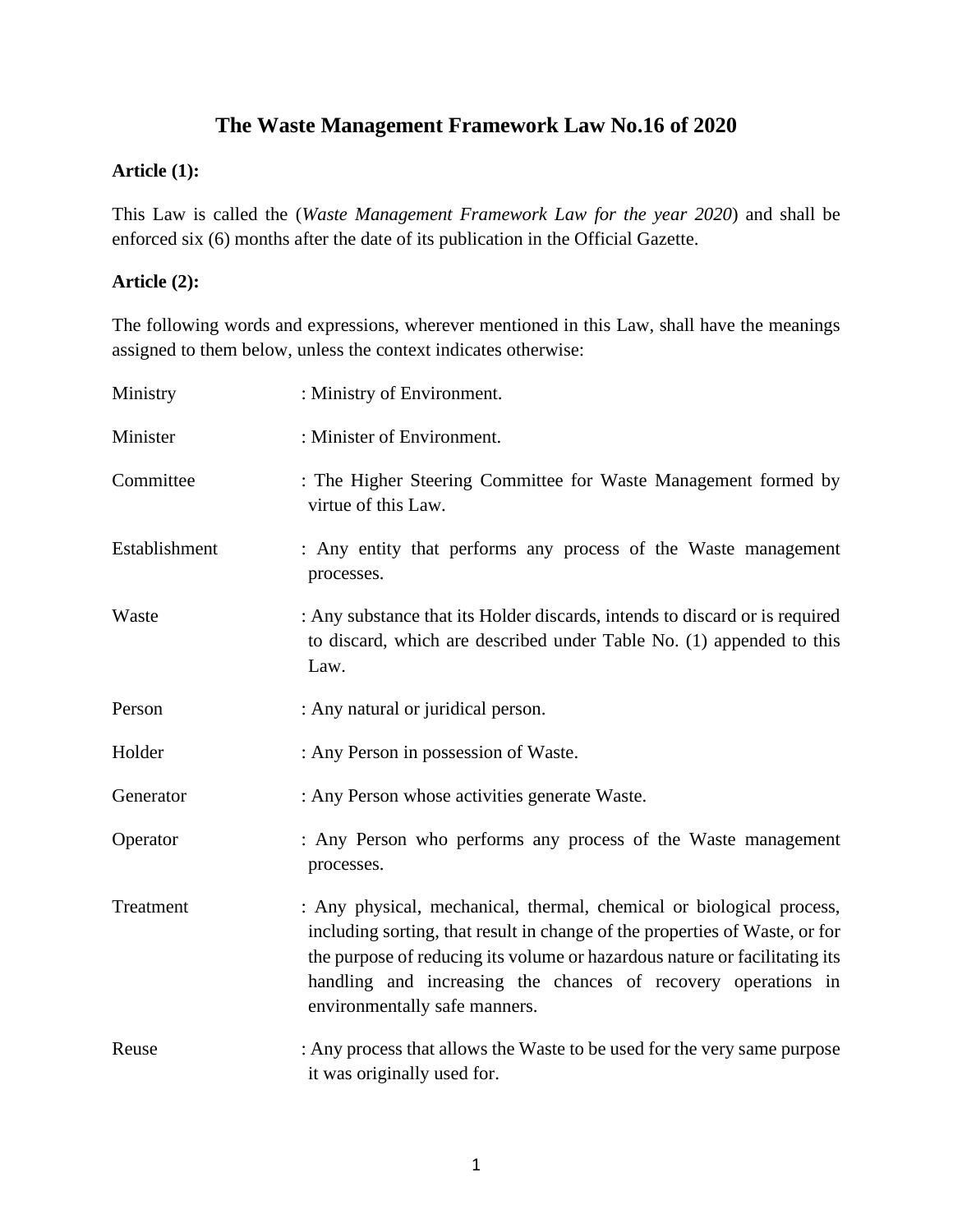# The Waste Management Framework Law No.16 of 2020

**Article (1):**

This Law is called the (*Waste Management Framework Law for the year 2020*) and shall be enforced six (6) months after the date of its publication in the Official Gazette.

**Article (2):**

The following words and expressions, wherever mentioned in this Law, shall have the meanings assigned to them below, unless the context indicates otherwise:

| | |
|---|---|
| Ministry | : Ministry of Environment. |
| Minister | : Minister of Environment. |
| Committee | : The Higher Steering Committee for Waste Management formed by virtue of this Law. |
| Establishment | : Any entity that performs any process of the Waste management processes. |
| Waste | : Any substance that its Holder discards, intends to discard or is required to discard, which are described under Table No. (1) appended to this Law. |
| Person | : Any natural or juridical person. |
| Holder | : Any Person in possession of Waste. |
| Generator | : Any Person whose activities generate Waste. |
| Operator | : Any Person who performs any process of the Waste management processes. |
| Treatment | : Any physical, mechanical, thermal, chemical or biological process, including sorting, that result in change of the properties of Waste, or for the purpose of reducing its volume or hazardous nature or facilitating its handling and increasing the chances of recovery operations in environmentally safe manners. |
| Reuse | : Any process that allows the Waste to be used for the very same purpose it was originally used for. |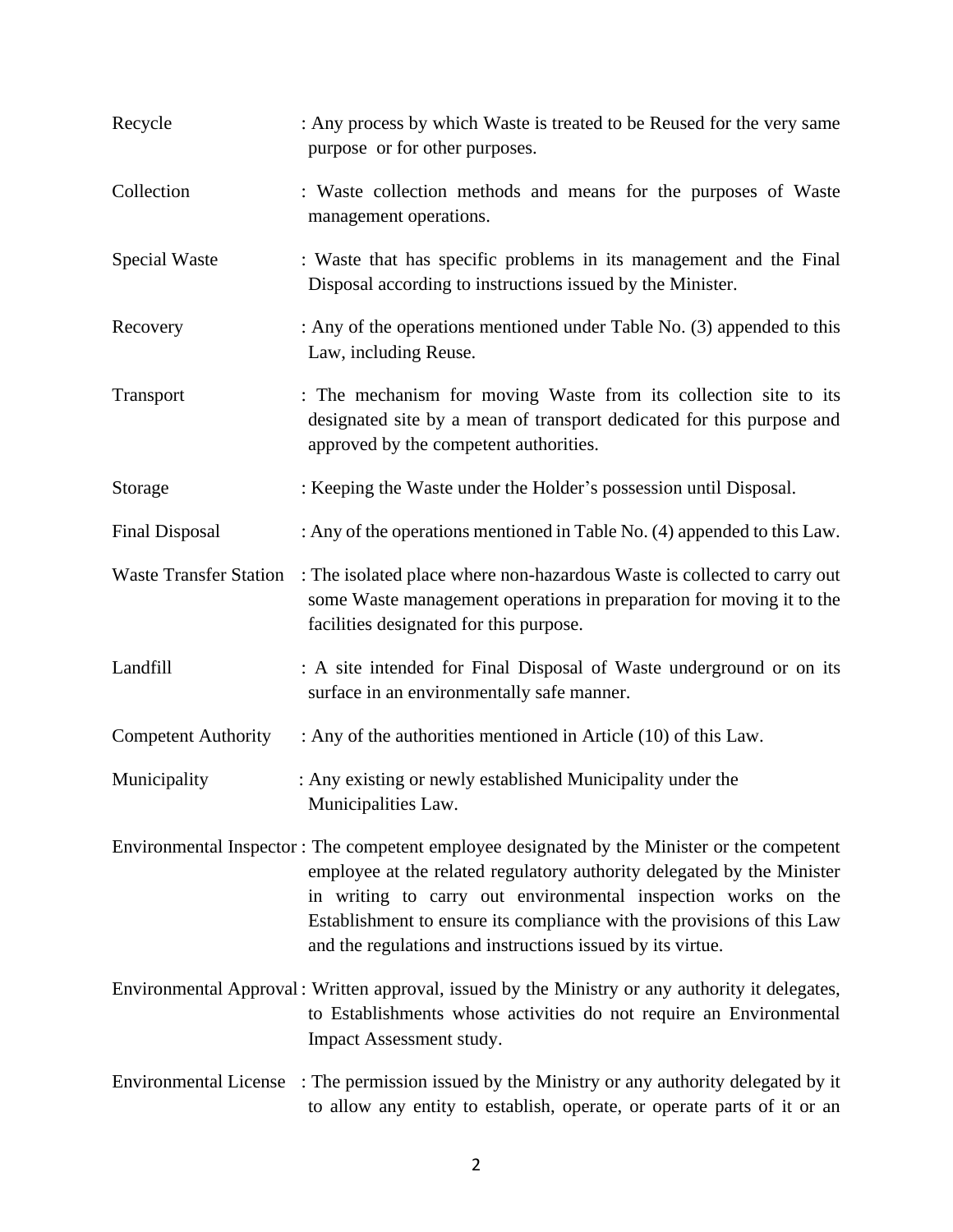Recycle : Any process by which Waste is treated to be Reused for the very same purpose or for other purposes.

Collection : Waste collection methods and means for the purposes of Waste management operations.

Special Waste : Waste that has specific problems in its management and the Final Disposal according to instructions issued by the Minister.

Recovery : Any of the operations mentioned under Table No. (3) appended to this Law, including Reuse.

Transport : The mechanism for moving Waste from its collection site to its designated site by a mean of transport dedicated for this purpose and approved by the competent authorities.

Storage : Keeping the Waste under the Holder's possession until Disposal.

Final Disposal : Any of the operations mentioned in Table No. (4) appended to this Law.

Waste Transfer Station : The isolated place where non-hazardous Waste is collected to carry out some Waste management operations in preparation for moving it to the facilities designated for this purpose.

Landfill : A site intended for Final Disposal of Waste underground or on its surface in an environmentally safe manner.

Competent Authority : Any of the authorities mentioned in Article (10) of this Law.

Municipality : Any existing or newly established Municipality under the Municipalities Law.

Environmental Inspector : The competent employee designated by the Minister or the competent employee at the related regulatory authority delegated by the Minister in writing to carry out environmental inspection works on the Establishment to ensure its compliance with the provisions of this Law and the regulations and instructions issued by its virtue.

Environmental Approval : Written approval, issued by the Ministry or any authority it delegates, to Establishments whose activities do not require an Environmental Impact Assessment study.

Environmental License : The permission issued by the Ministry or any authority delegated by it to allow any entity to establish, operate, or operate parts of it or an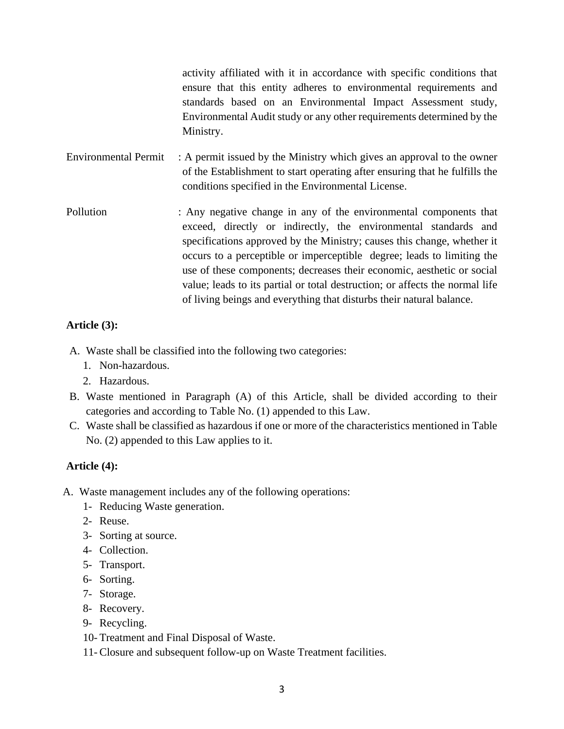activity affiliated with it in accordance with specific conditions that ensure that this entity adheres to environmental requirements and standards based on an Environmental Impact Assessment study, Environmental Audit study or any other requirements determined by the Ministry.

Environmental Permit : A permit issued by the Ministry which gives an approval to the owner of the Establishment to start operating after ensuring that he fulfills the conditions specified in the Environmental License.

Pollution : Any negative change in any of the environmental components that exceed, directly or indirectly, the environmental standards and specifications approved by the Ministry; causes this change, whether it occurs to a perceptible or imperceptible degree; leads to limiting the use of these components; decreases their economic, aesthetic or social value; leads to its partial or total destruction; or affects the normal life of living beings and everything that disturbs their natural balance.

**Article (3):**

A. Waste shall be classified into the following two categories:
   1. Non-hazardous.
   2. Hazardous.

B. Waste mentioned in Paragraph (A) of this Article, shall be divided according to their categories and according to Table No. (1) appended to this Law.

C. Waste shall be classified as hazardous if one or more of the characteristics mentioned in Table No. (2) appended to this Law applies to it.

**Article (4):**

A. Waste management includes any of the following operations:
   1- Reducing Waste generation.
   2- Reuse.
   3- Sorting at source.
   4- Collection.
   5- Transport.
   6- Sorting.
   7- Storage.
   8- Recovery.
   9- Recycling.
   10- Treatment and Final Disposal of Waste.
   11- Closure and subsequent follow-up on Waste Treatment facilities.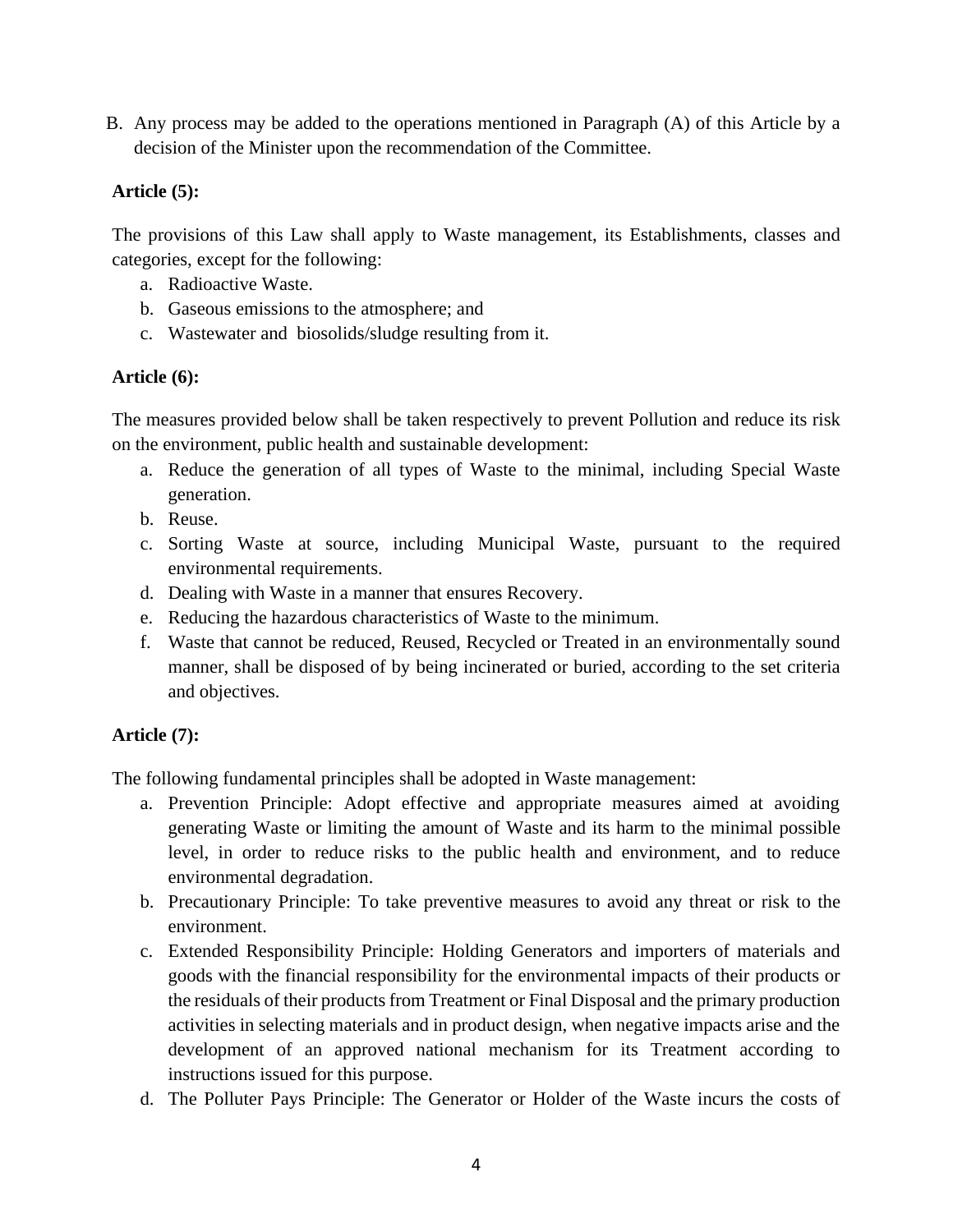B. Any process may be added to the operations mentioned in Paragraph (A) of this Article by a decision of the Minister upon the recommendation of the Committee.

**Article (5):**

The provisions of this Law shall apply to Waste management, its Establishments, classes and categories, except for the following:

a. Radioactive Waste.
b. Gaseous emissions to the atmosphere; and
c. Wastewater and biosolids/sludge resulting from it.

**Article (6):**

The measures provided below shall be taken respectively to prevent Pollution and reduce its risk on the environment, public health and sustainable development:

a. Reduce the generation of all types of Waste to the minimal, including Special Waste generation.
b. Reuse.
c. Sorting Waste at source, including Municipal Waste, pursuant to the required environmental requirements.
d. Dealing with Waste in a manner that ensures Recovery.
e. Reducing the hazardous characteristics of Waste to the minimum.
f. Waste that cannot be reduced, Reused, Recycled or Treated in an environmentally sound manner, shall be disposed of by being incinerated or buried, according to the set criteria and objectives.

**Article (7):**

The following fundamental principles shall be adopted in Waste management:

a. Prevention Principle: Adopt effective and appropriate measures aimed at avoiding generating Waste or limiting the amount of Waste and its harm to the minimal possible level, in order to reduce risks to the public health and environment, and to reduce environmental degradation.
b. Precautionary Principle: To take preventive measures to avoid any threat or risk to the environment.
c. Extended Responsibility Principle: Holding Generators and importers of materials and goods with the financial responsibility for the environmental impacts of their products or the residuals of their products from Treatment or Final Disposal and the primary production activities in selecting materials and in product design, when negative impacts arise and the development of an approved national mechanism for its Treatment according to instructions issued for this purpose.
d. The Polluter Pays Principle: The Generator or Holder of the Waste incurs the costs of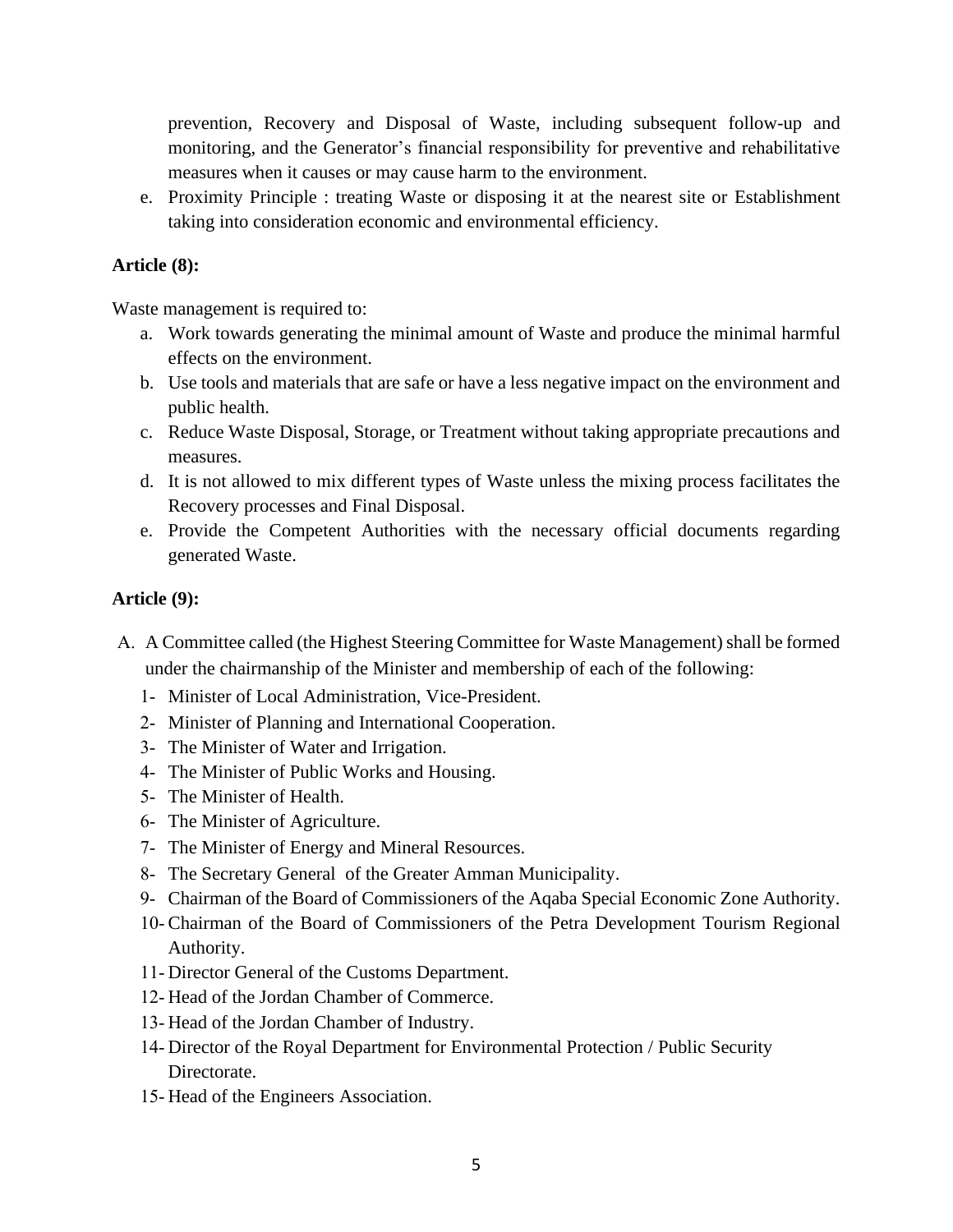prevention, Recovery and Disposal of Waste, including subsequent follow-up and monitoring, and the Generator's financial responsibility for preventive and rehabilitative measures when it causes or may cause harm to the environment.

e. Proximity Principle : treating Waste or disposing it at the nearest site or Establishment taking into consideration economic and environmental efficiency.

**Article (8):**

Waste management is required to:

a. Work towards generating the minimal amount of Waste and produce the minimal harmful effects on the environment.
b. Use tools and materials that are safe or have a less negative impact on the environment and public health.
c. Reduce Waste Disposal, Storage, or Treatment without taking appropriate precautions and measures.
d. It is not allowed to mix different types of Waste unless the mixing process facilitates the Recovery processes and Final Disposal.
e. Provide the Competent Authorities with the necessary official documents regarding generated Waste.

**Article (9):**

A. A Committee called (the Highest Steering Committee for Waste Management) shall be formed under the chairmanship of the Minister and membership of each of the following:

1- Minister of Local Administration, Vice-President.
2- Minister of Planning and International Cooperation.
3- The Minister of Water and Irrigation.
4- The Minister of Public Works and Housing.
5- The Minister of Health.
6- The Minister of Agriculture.
7- The Minister of Energy and Mineral Resources.
8- The Secretary General of the Greater Amman Municipality.
9- Chairman of the Board of Commissioners of the Aqaba Special Economic Zone Authority.
10- Chairman of the Board of Commissioners of the Petra Development Tourism Regional Authority.
11- Director General of the Customs Department.
12- Head of the Jordan Chamber of Commerce.
13- Head of the Jordan Chamber of Industry.
14- Director of the Royal Department for Environmental Protection / Public Security Directorate.
15- Head of the Engineers Association.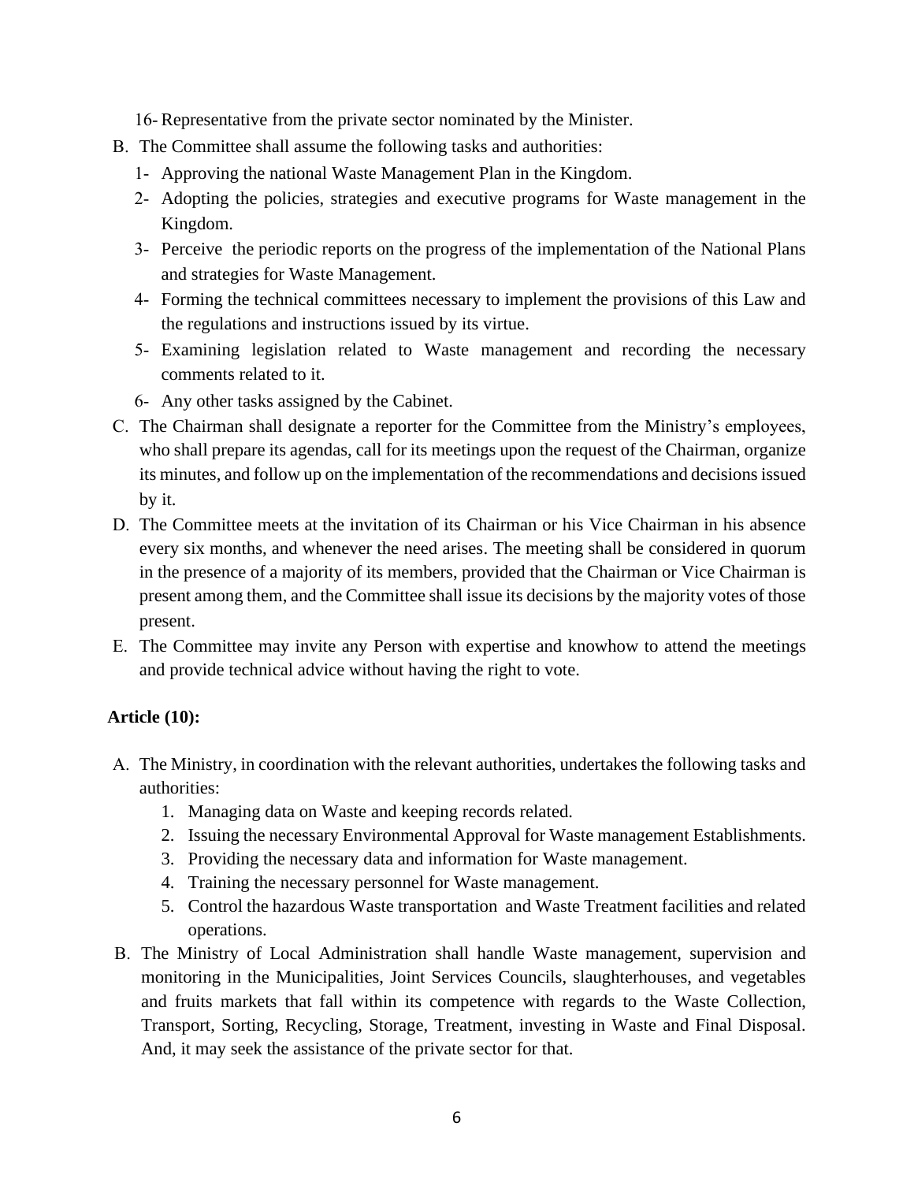16- Representative from the private sector nominated by the Minister.

B. The Committee shall assume the following tasks and authorities:
   1- Approving the national Waste Management Plan in the Kingdom.
   2- Adopting the policies, strategies and executive programs for Waste management in the Kingdom.
   3- Perceive the periodic reports on the progress of the implementation of the National Plans and strategies for Waste Management.
   4- Forming the technical committees necessary to implement the provisions of this Law and the regulations and instructions issued by its virtue.
   5- Examining legislation related to Waste management and recording the necessary comments related to it.
   6- Any other tasks assigned by the Cabinet.

C. The Chairman shall designate a reporter for the Committee from the Ministry's employees, who shall prepare its agendas, call for its meetings upon the request of the Chairman, organize its minutes, and follow up on the implementation of the recommendations and decisions issued by it.

D. The Committee meets at the invitation of its Chairman or his Vice Chairman in his absence every six months, and whenever the need arises. The meeting shall be considered in quorum in the presence of a majority of its members, provided that the Chairman or Vice Chairman is present among them, and the Committee shall issue its decisions by the majority votes of those present.

E. The Committee may invite any Person with expertise and knowhow to attend the meetings and provide technical advice without having the right to vote.

**Article (10):**

A. The Ministry, in coordination with the relevant authorities, undertakes the following tasks and authorities:
   1. Managing data on Waste and keeping records related.
   2. Issuing the necessary Environmental Approval for Waste management Establishments.
   3. Providing the necessary data and information for Waste management.
   4. Training the necessary personnel for Waste management.
   5. Control the hazardous Waste transportation and Waste Treatment facilities and related operations.

B. The Ministry of Local Administration shall handle Waste management, supervision and monitoring in the Municipalities, Joint Services Councils, slaughterhouses, and vegetables and fruits markets that fall within its competence with regards to the Waste Collection, Transport, Sorting, Recycling, Storage, Treatment, investing in Waste and Final Disposal. And, it may seek the assistance of the private sector for that.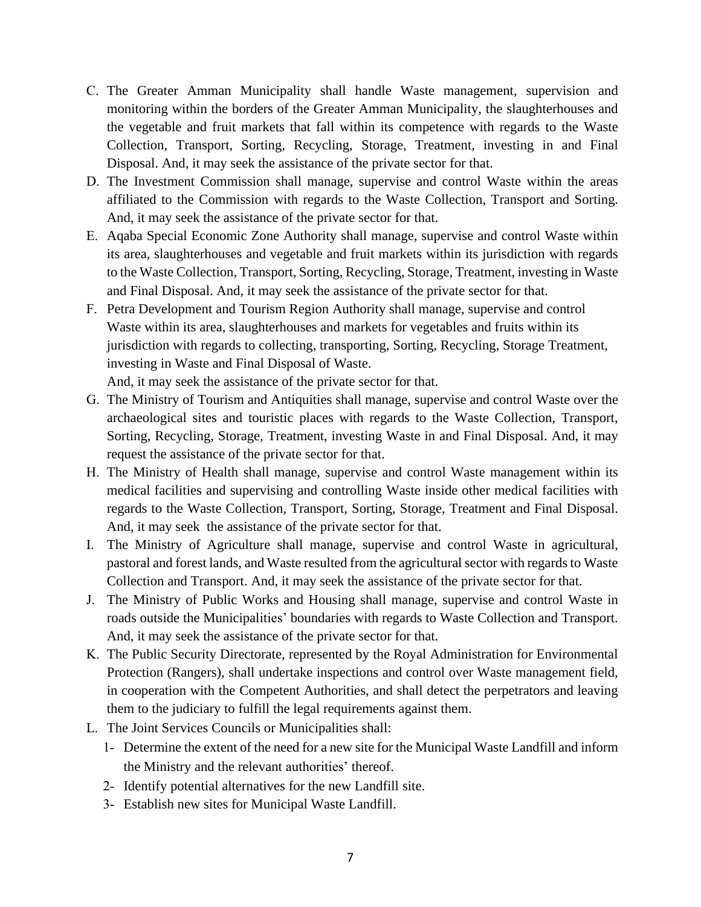C. The Greater Amman Municipality shall handle Waste management, supervision and monitoring within the borders of the Greater Amman Municipality, the slaughterhouses and the vegetable and fruit markets that fall within its competence with regards to the Waste Collection, Transport, Sorting, Recycling, Storage, Treatment, investing in and Final Disposal. And, it may seek the assistance of the private sector for that.

D. The Investment Commission shall manage, supervise and control Waste within the areas affiliated to the Commission with regards to the Waste Collection, Transport and Sorting. And, it may seek the assistance of the private sector for that.

E. Aqaba Special Economic Zone Authority shall manage, supervise and control Waste within its area, slaughterhouses and vegetable and fruit markets within its jurisdiction with regards to the Waste Collection, Transport, Sorting, Recycling, Storage, Treatment, investing in Waste and Final Disposal. And, it may seek the assistance of the private sector for that.

F. Petra Development and Tourism Region Authority shall manage, supervise and control Waste within its area, slaughterhouses and markets for vegetables and fruits within its jurisdiction with regards to collecting, transporting, Sorting, Recycling, Storage Treatment, investing in Waste and Final Disposal of Waste.
   And, it may seek the assistance of the private sector for that.

G. The Ministry of Tourism and Antiquities shall manage, supervise and control Waste over the archaeological sites and touristic places with regards to the Waste Collection, Transport, Sorting, Recycling, Storage, Treatment, investing Waste in and Final Disposal. And, it may request the assistance of the private sector for that.

H. The Ministry of Health shall manage, supervise and control Waste management within its medical facilities and supervising and controlling Waste inside other medical facilities with regards to the Waste Collection, Transport, Sorting, Storage, Treatment and Final Disposal. And, it may seek the assistance of the private sector for that.

I. The Ministry of Agriculture shall manage, supervise and control Waste in agricultural, pastoral and forest lands, and Waste resulted from the agricultural sector with regards to Waste Collection and Transport. And, it may seek the assistance of the private sector for that.

J. The Ministry of Public Works and Housing shall manage, supervise and control Waste in roads outside the Municipalities' boundaries with regards to Waste Collection and Transport. And, it may seek the assistance of the private sector for that.

K. The Public Security Directorate, represented by the Royal Administration for Environmental Protection (Rangers), shall undertake inspections and control over Waste management field, in cooperation with the Competent Authorities, and shall detect the perpetrators and leaving them to the judiciary to fulfill the legal requirements against them.

L. The Joint Services Councils or Municipalities shall:
   1- Determine the extent of the need for a new site for the Municipal Waste Landfill and inform the Ministry and the relevant authorities' thereof.
   2- Identify potential alternatives for the new Landfill site.
   3- Establish new sites for Municipal Waste Landfill.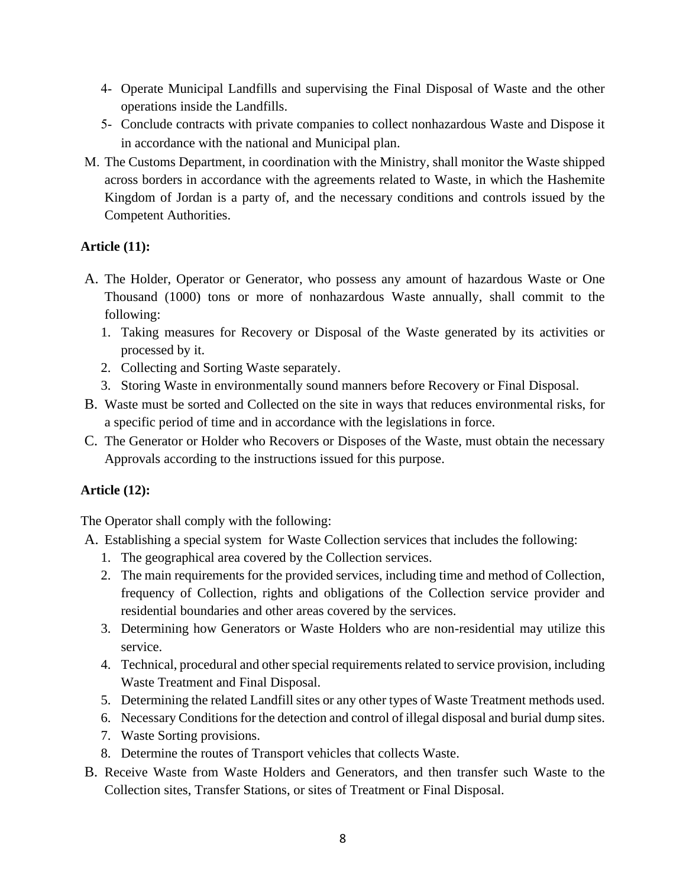4- Operate Municipal Landfills and supervising the Final Disposal of Waste and the other operations inside the Landfills.

5- Conclude contracts with private companies to collect nonhazardous Waste and Dispose it in accordance with the national and Municipal plan.

M. The Customs Department, in coordination with the Ministry, shall monitor the Waste shipped across borders in accordance with the agreements related to Waste, in which the Hashemite Kingdom of Jordan is a party of, and the necessary conditions and controls issued by the Competent Authorities.

**Article (11):**

A. The Holder, Operator or Generator, who possess any amount of hazardous Waste or One Thousand (1000) tons or more of nonhazardous Waste annually, shall commit to the following:

1. Taking measures for Recovery or Disposal of the Waste generated by its activities or processed by it.
2. Collecting and Sorting Waste separately.
3. Storing Waste in environmentally sound manners before Recovery or Final Disposal.

B. Waste must be sorted and Collected on the site in ways that reduces environmental risks, for a specific period of time and in accordance with the legislations in force.

C. The Generator or Holder who Recovers or Disposes of the Waste, must obtain the necessary Approvals according to the instructions issued for this purpose.

**Article (12):**

The Operator shall comply with the following:

A. Establishing a special system for Waste Collection services that includes the following:

1. The geographical area covered by the Collection services.
2. The main requirements for the provided services, including time and method of Collection, frequency of Collection, rights and obligations of the Collection service provider and residential boundaries and other areas covered by the services.
3. Determining how Generators or Waste Holders who are non-residential may utilize this service.
4. Technical, procedural and other special requirements related to service provision, including Waste Treatment and Final Disposal.
5. Determining the related Landfill sites or any other types of Waste Treatment methods used.
6. Necessary Conditions for the detection and control of illegal disposal and burial dump sites.
7. Waste Sorting provisions.
8. Determine the routes of Transport vehicles that collects Waste.

B. Receive Waste from Waste Holders and Generators, and then transfer such Waste to the Collection sites, Transfer Stations, or sites of Treatment or Final Disposal.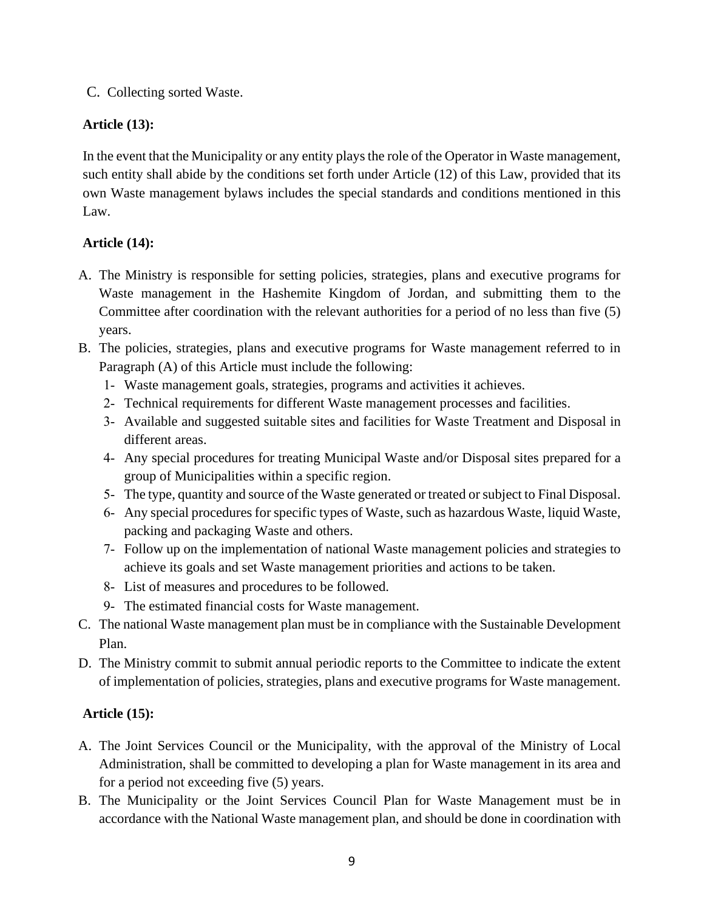C. Collecting sorted Waste.

**Article (13):**

In the event that the Municipality or any entity plays the role of the Operator in Waste management, such entity shall abide by the conditions set forth under Article (12) of this Law, provided that its own Waste management bylaws includes the special standards and conditions mentioned in this Law.

**Article (14):**

A. The Ministry is responsible for setting policies, strategies, plans and executive programs for Waste management in the Hashemite Kingdom of Jordan, and submitting them to the Committee after coordination with the relevant authorities for a period of no less than five (5) years.

B. The policies, strategies, plans and executive programs for Waste management referred to in Paragraph (A) of this Article must include the following:
   1- Waste management goals, strategies, programs and activities it achieves.
   2- Technical requirements for different Waste management processes and facilities.
   3- Available and suggested suitable sites and facilities for Waste Treatment and Disposal in different areas.
   4- Any special procedures for treating Municipal Waste and/or Disposal sites prepared for a group of Municipalities within a specific region.
   5- The type, quantity and source of the Waste generated or treated or subject to Final Disposal.
   6- Any special procedures for specific types of Waste, such as hazardous Waste, liquid Waste, packing and packaging Waste and others.
   7- Follow up on the implementation of national Waste management policies and strategies to achieve its goals and set Waste management priorities and actions to be taken.
   8- List of measures and procedures to be followed.
   9- The estimated financial costs for Waste management.

C. The national Waste management plan must be in compliance with the Sustainable Development Plan.

D. The Ministry commit to submit annual periodic reports to the Committee to indicate the extent of implementation of policies, strategies, plans and executive programs for Waste management.

**Article (15):**

A. The Joint Services Council or the Municipality, with the approval of the Ministry of Local Administration, shall be committed to developing a plan for Waste management in its area and for a period not exceeding five (5) years.

B. The Municipality or the Joint Services Council Plan for Waste Management must be in accordance with the National Waste management plan, and should be done in coordination with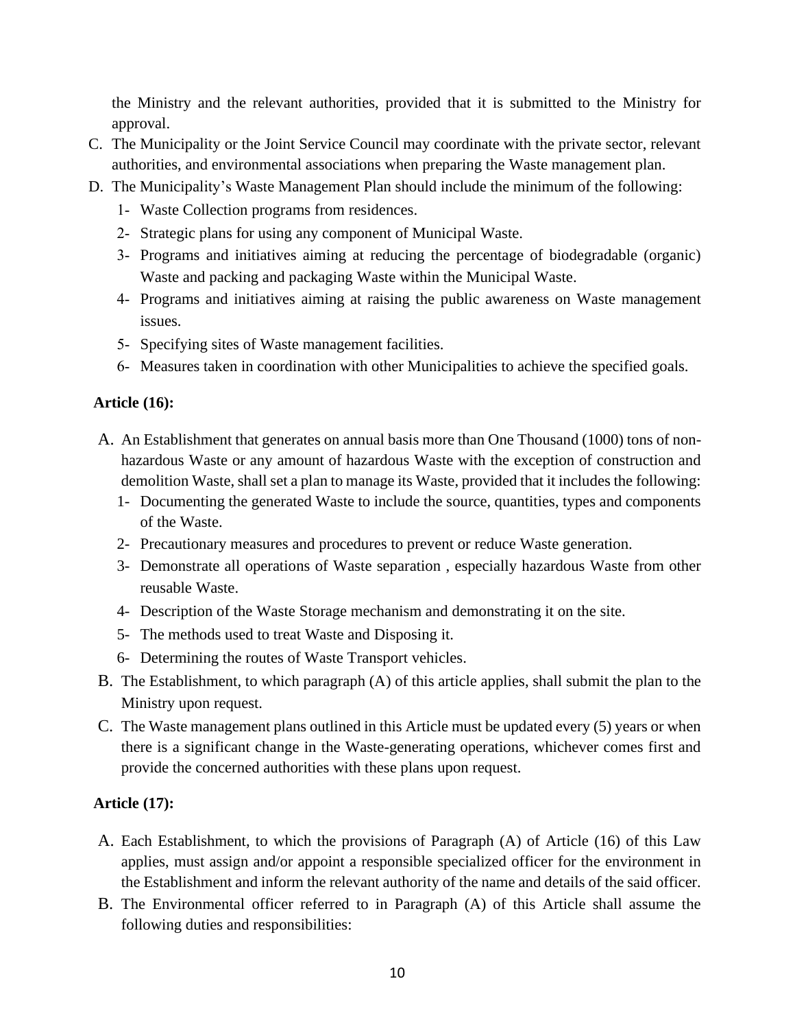the Ministry and the relevant authorities, provided that it is submitted to the Ministry for approval.

C. The Municipality or the Joint Service Council may coordinate with the private sector, relevant authorities, and environmental associations when preparing the Waste management plan.
D. The Municipality's Waste Management Plan should include the minimum of the following:
   1- Waste Collection programs from residences.
   2- Strategic plans for using any component of Municipal Waste.
   3- Programs and initiatives aiming at reducing the percentage of biodegradable (organic) Waste and packing and packaging Waste within the Municipal Waste.
   4- Programs and initiatives aiming at raising the public awareness on Waste management issues.
   5- Specifying sites of Waste management facilities.
   6- Measures taken in coordination with other Municipalities to achieve the specified goals.

**Article (16):**

A. An Establishment that generates on annual basis more than One Thousand (1000) tons of non-hazardous Waste or any amount of hazardous Waste with the exception of construction and demolition Waste, shall set a plan to manage its Waste, provided that it includes the following:
   1- Documenting the generated Waste to include the source, quantities, types and components of the Waste.
   2- Precautionary measures and procedures to prevent or reduce Waste generation.
   3- Demonstrate all operations of Waste separation , especially hazardous Waste from other reusable Waste.
   4- Description of the Waste Storage mechanism and demonstrating it on the site.
   5- The methods used to treat Waste and Disposing it.
   6- Determining the routes of Waste Transport vehicles.
B. The Establishment, to which paragraph (A) of this article applies, shall submit the plan to the Ministry upon request.
C. The Waste management plans outlined in this Article must be updated every (5) years or when there is a significant change in the Waste-generating operations, whichever comes first and provide the concerned authorities with these plans upon request.

**Article (17):**

A. Each Establishment, to which the provisions of Paragraph (A) of Article (16) of this Law applies, must assign and/or appoint a responsible specialized officer for the environment in the Establishment and inform the relevant authority of the name and details of the said officer.
B. The Environmental officer referred to in Paragraph (A) of this Article shall assume the following duties and responsibilities: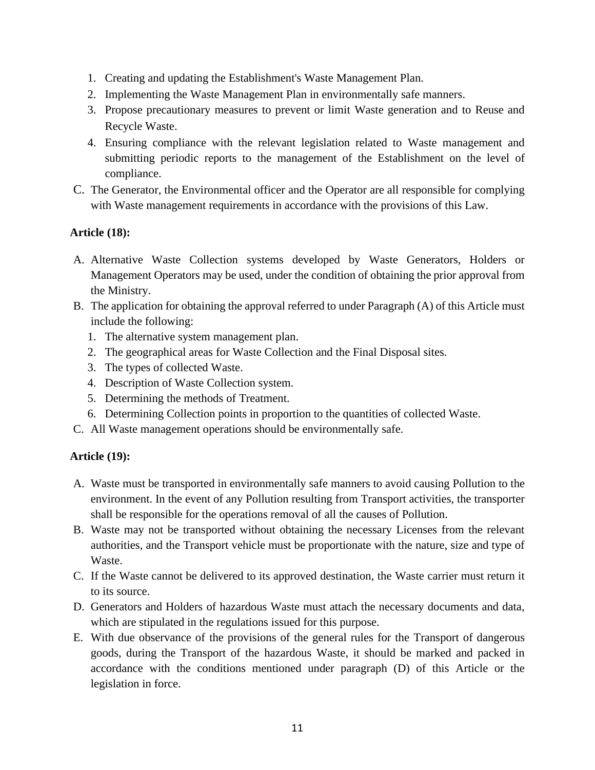1. Creating and updating the Establishment's Waste Management Plan.
2. Implementing the Waste Management Plan in environmentally safe manners.
3. Propose precautionary measures to prevent or limit Waste generation and to Reuse and Recycle Waste.
4. Ensuring compliance with the relevant legislation related to Waste management and submitting periodic reports to the management of the Establishment on the level of compliance.

C. The Generator, the Environmental officer and the Operator are all responsible for complying with Waste management requirements in accordance with the provisions of this Law.

**Article (18):**

A. Alternative Waste Collection systems developed by Waste Generators, Holders or Management Operators may be used, under the condition of obtaining the prior approval from the Ministry.

B. The application for obtaining the approval referred to under Paragraph (A) of this Article must include the following:
   1. The alternative system management plan.
   2. The geographical areas for Waste Collection and the Final Disposal sites.
   3. The types of collected Waste.
   4. Description of Waste Collection system.
   5. Determining the methods of Treatment.
   6. Determining Collection points in proportion to the quantities of collected Waste.

C. All Waste management operations should be environmentally safe.

**Article (19):**

A. Waste must be transported in environmentally safe manners to avoid causing Pollution to the environment. In the event of any Pollution resulting from Transport activities, the transporter shall be responsible for the operations removal of all the causes of Pollution.

B. Waste may not be transported without obtaining the necessary Licenses from the relevant authorities, and the Transport vehicle must be proportionate with the nature, size and type of Waste.

C. If the Waste cannot be delivered to its approved destination, the Waste carrier must return it to its source.

D. Generators and Holders of hazardous Waste must attach the necessary documents and data, which are stipulated in the regulations issued for this purpose.

E. With due observance of the provisions of the general rules for the Transport of dangerous goods, during the Transport of the hazardous Waste, it should be marked and packed in accordance with the conditions mentioned under paragraph (D) of this Article or the legislation in force.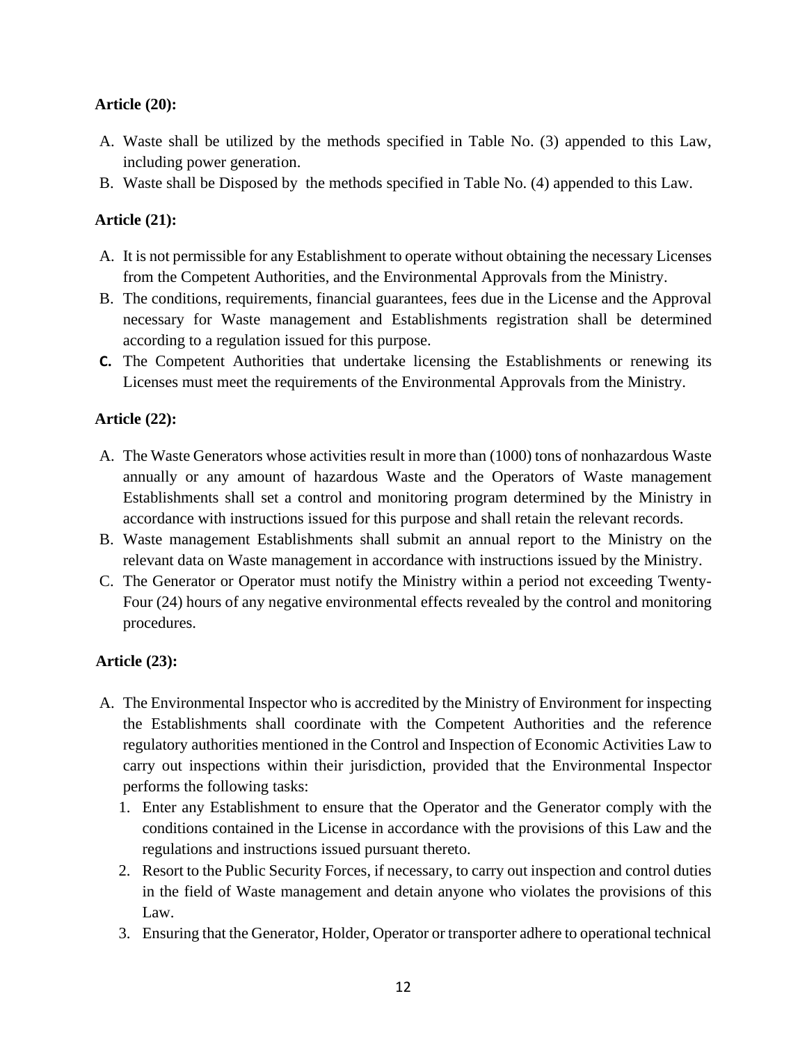**Article (20):**

A. Waste shall be utilized by the methods specified in Table No. (3) appended to this Law, including power generation.
B. Waste shall be Disposed by the methods specified in Table No. (4) appended to this Law.

**Article (21):**

A. It is not permissible for any Establishment to operate without obtaining the necessary Licenses from the Competent Authorities, and the Environmental Approvals from the Ministry.
B. The conditions, requirements, financial guarantees, fees due in the License and the Approval necessary for Waste management and Establishments registration shall be determined according to a regulation issued for this purpose.
C. The Competent Authorities that undertake licensing the Establishments or renewing its Licenses must meet the requirements of the Environmental Approvals from the Ministry.

**Article (22):**

A. The Waste Generators whose activities result in more than (1000) tons of nonhazardous Waste annually or any amount of hazardous Waste and the Operators of Waste management Establishments shall set a control and monitoring program determined by the Ministry in accordance with instructions issued for this purpose and shall retain the relevant records.
B. Waste management Establishments shall submit an annual report to the Ministry on the relevant data on Waste management in accordance with instructions issued by the Ministry.
C. The Generator or Operator must notify the Ministry within a period not exceeding Twenty-Four (24) hours of any negative environmental effects revealed by the control and monitoring procedures.

**Article (23):**

A. The Environmental Inspector who is accredited by the Ministry of Environment for inspecting the Establishments shall coordinate with the Competent Authorities and the reference regulatory authorities mentioned in the Control and Inspection of Economic Activities Law to carry out inspections within their jurisdiction, provided that the Environmental Inspector performs the following tasks:
   1. Enter any Establishment to ensure that the Operator and the Generator comply with the conditions contained in the License in accordance with the provisions of this Law and the regulations and instructions issued pursuant thereto.
   2. Resort to the Public Security Forces, if necessary, to carry out inspection and control duties in the field of Waste management and detain anyone who violates the provisions of this Law.
   3. Ensuring that the Generator, Holder, Operator or transporter adhere to operational technical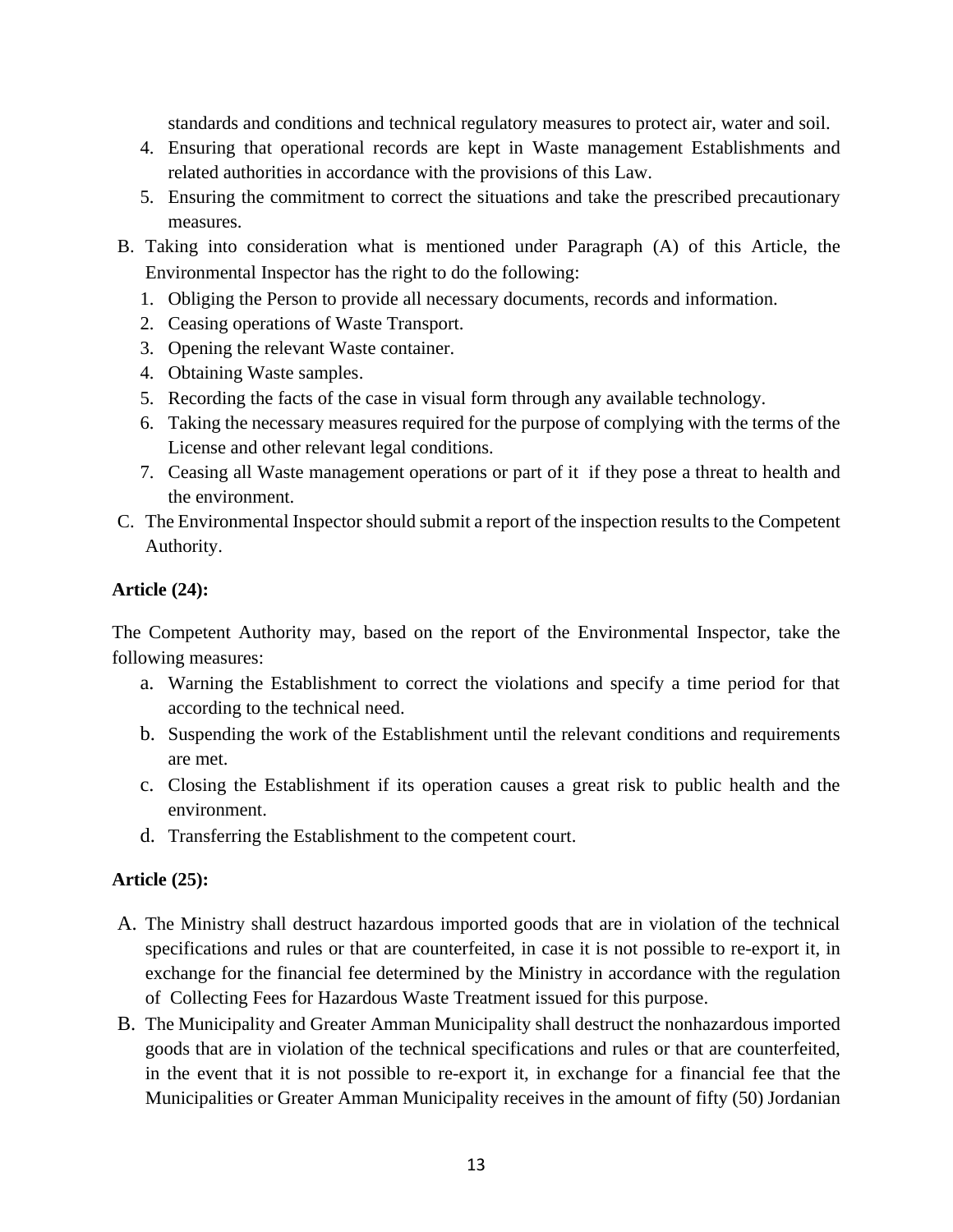standards and conditions and technical regulatory measures to protect air, water and soil.

4. Ensuring that operational records are kept in Waste management Establishments and related authorities in accordance with the provisions of this Law.
5. Ensuring the commitment to correct the situations and take the prescribed precautionary measures.

B. Taking into consideration what is mentioned under Paragraph (A) of this Article, the Environmental Inspector has the right to do the following:

1. Obliging the Person to provide all necessary documents, records and information.
2. Ceasing operations of Waste Transport.
3. Opening the relevant Waste container.
4. Obtaining Waste samples.
5. Recording the facts of the case in visual form through any available technology.
6. Taking the necessary measures required for the purpose of complying with the terms of the License and other relevant legal conditions.
7. Ceasing all Waste management operations or part of it if they pose a threat to health and the environment.

C. The Environmental Inspector should submit a report of the inspection results to the Competent Authority.

**Article (24):**

The Competent Authority may, based on the report of the Environmental Inspector, take the following measures:

a. Warning the Establishment to correct the violations and specify a time period for that according to the technical need.

b. Suspending the work of the Establishment until the relevant conditions and requirements are met.

c. Closing the Establishment if its operation causes a great risk to public health and the environment.

d. Transferring the Establishment to the competent court.

**Article (25):**

A. The Ministry shall destruct hazardous imported goods that are in violation of the technical specifications and rules or that are counterfeited, in case it is not possible to re-export it, in exchange for the financial fee determined by the Ministry in accordance with the regulation of Collecting Fees for Hazardous Waste Treatment issued for this purpose.

B. The Municipality and Greater Amman Municipality shall destruct the nonhazardous imported goods that are in violation of the technical specifications and rules or that are counterfeited, in the event that it is not possible to re-export it, in exchange for a financial fee that the Municipalities or Greater Amman Municipality receives in the amount of fifty (50) Jordanian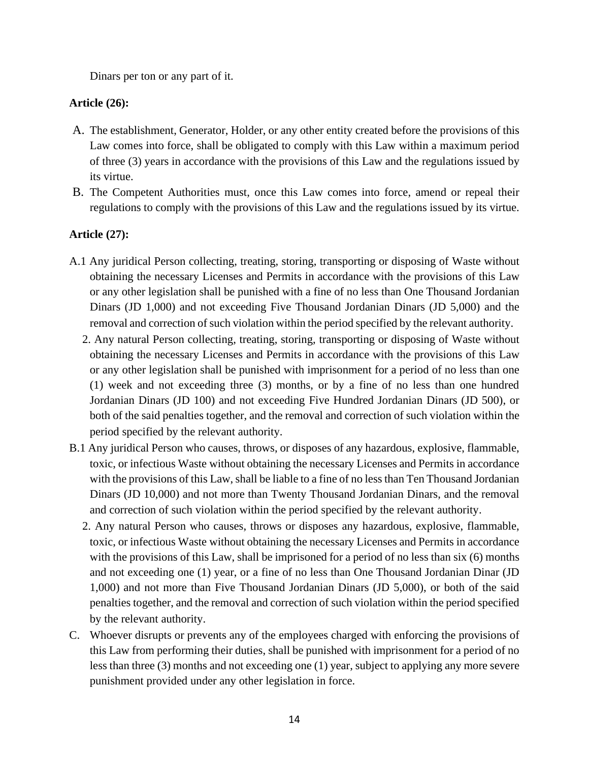Dinars per ton or any part of it.

**Article (26):**

A. The establishment, Generator, Holder, or any other entity created before the provisions of this Law comes into force, shall be obligated to comply with this Law within a maximum period of three (3) years in accordance with the provisions of this Law and the regulations issued by its virtue.

B. The Competent Authorities must, once this Law comes into force, amend or repeal their regulations to comply with the provisions of this Law and the regulations issued by its virtue.

**Article (27):**

A.1 Any juridical Person collecting, treating, storing, transporting or disposing of Waste without obtaining the necessary Licenses and Permits in accordance with the provisions of this Law or any other legislation shall be punished with a fine of no less than One Thousand Jordanian Dinars (JD 1,000) and not exceeding Five Thousand Jordanian Dinars (JD 5,000) and the removal and correction of such violation within the period specified by the relevant authority.

2. Any natural Person collecting, treating, storing, transporting or disposing of Waste without obtaining the necessary Licenses and Permits in accordance with the provisions of this Law or any other legislation shall be punished with imprisonment for a period of no less than one (1) week and not exceeding three (3) months, or by a fine of no less than one hundred Jordanian Dinars (JD 100) and not exceeding Five Hundred Jordanian Dinars (JD 500), or both of the said penalties together, and the removal and correction of such violation within the period specified by the relevant authority.

B.1 Any juridical Person who causes, throws, or disposes of any hazardous, explosive, flammable, toxic, or infectious Waste without obtaining the necessary Licenses and Permits in accordance with the provisions of this Law, shall be liable to a fine of no less than Ten Thousand Jordanian Dinars (JD 10,000) and not more than Twenty Thousand Jordanian Dinars, and the removal and correction of such violation within the period specified by the relevant authority.

2. Any natural Person who causes, throws or disposes any hazardous, explosive, flammable, toxic, or infectious Waste without obtaining the necessary Licenses and Permits in accordance with the provisions of this Law, shall be imprisoned for a period of no less than six (6) months and not exceeding one (1) year, or a fine of no less than One Thousand Jordanian Dinar (JD 1,000) and not more than Five Thousand Jordanian Dinars (JD 5,000), or both of the said penalties together, and the removal and correction of such violation within the period specified by the relevant authority.

C. Whoever disrupts or prevents any of the employees charged with enforcing the provisions of this Law from performing their duties, shall be punished with imprisonment for a period of no less than three (3) months and not exceeding one (1) year, subject to applying any more severe punishment provided under any other legislation in force.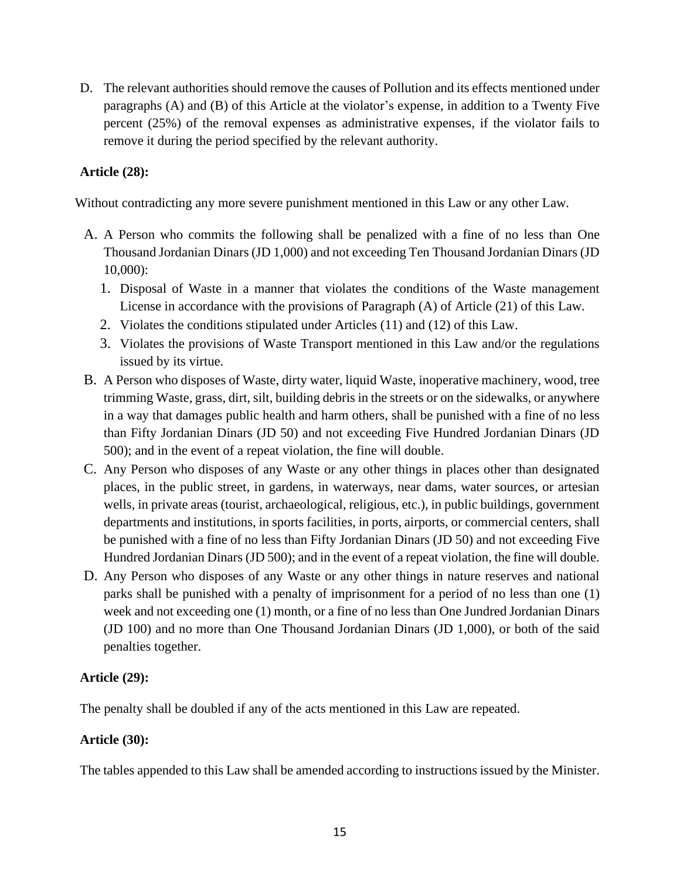D. The relevant authorities should remove the causes of Pollution and its effects mentioned under paragraphs (A) and (B) of this Article at the violator's expense, in addition to a Twenty Five percent (25%) of the removal expenses as administrative expenses, if the violator fails to remove it during the period specified by the relevant authority.

**Article (28):**

Without contradicting any more severe punishment mentioned in this Law or any other Law.

A. A Person who commits the following shall be penalized with a fine of no less than One Thousand Jordanian Dinars (JD 1,000) and not exceeding Ten Thousand Jordanian Dinars (JD 10,000):
   1. Disposal of Waste in a manner that violates the conditions of the Waste management License in accordance with the provisions of Paragraph (A) of Article (21) of this Law.
   2. Violates the conditions stipulated under Articles (11) and (12) of this Law.
   3. Violates the provisions of Waste Transport mentioned in this Law and/or the regulations issued by its virtue.

B. A Person who disposes of Waste, dirty water, liquid Waste, inoperative machinery, wood, tree trimming Waste, grass, dirt, silt, building debris in the streets or on the sidewalks, or anywhere in a way that damages public health and harm others, shall be punished with a fine of no less than Fifty Jordanian Dinars (JD 50) and not exceeding Five Hundred Jordanian Dinars (JD 500); and in the event of a repeat violation, the fine will double.

C. Any Person who disposes of any Waste or any other things in places other than designated places, in the public street, in gardens, in waterways, near dams, water sources, or artesian wells, in private areas (tourist, archaeological, religious, etc.), in public buildings, government departments and institutions, in sports facilities, in ports, airports, or commercial centers, shall be punished with a fine of no less than Fifty Jordanian Dinars (JD 50) and not exceeding Five Hundred Jordanian Dinars (JD 500); and in the event of a repeat violation, the fine will double.

D. Any Person who disposes of any Waste or any other things in nature reserves and national parks shall be punished with a penalty of imprisonment for a period of no less than one (1) week and not exceeding one (1) month, or a fine of no less than One Jundred Jordanian Dinars (JD 100) and no more than One Thousand Jordanian Dinars (JD 1,000), or both of the said penalties together.

**Article (29):**

The penalty shall be doubled if any of the acts mentioned in this Law are repeated.

**Article (30):**

The tables appended to this Law shall be amended according to instructions issued by the Minister.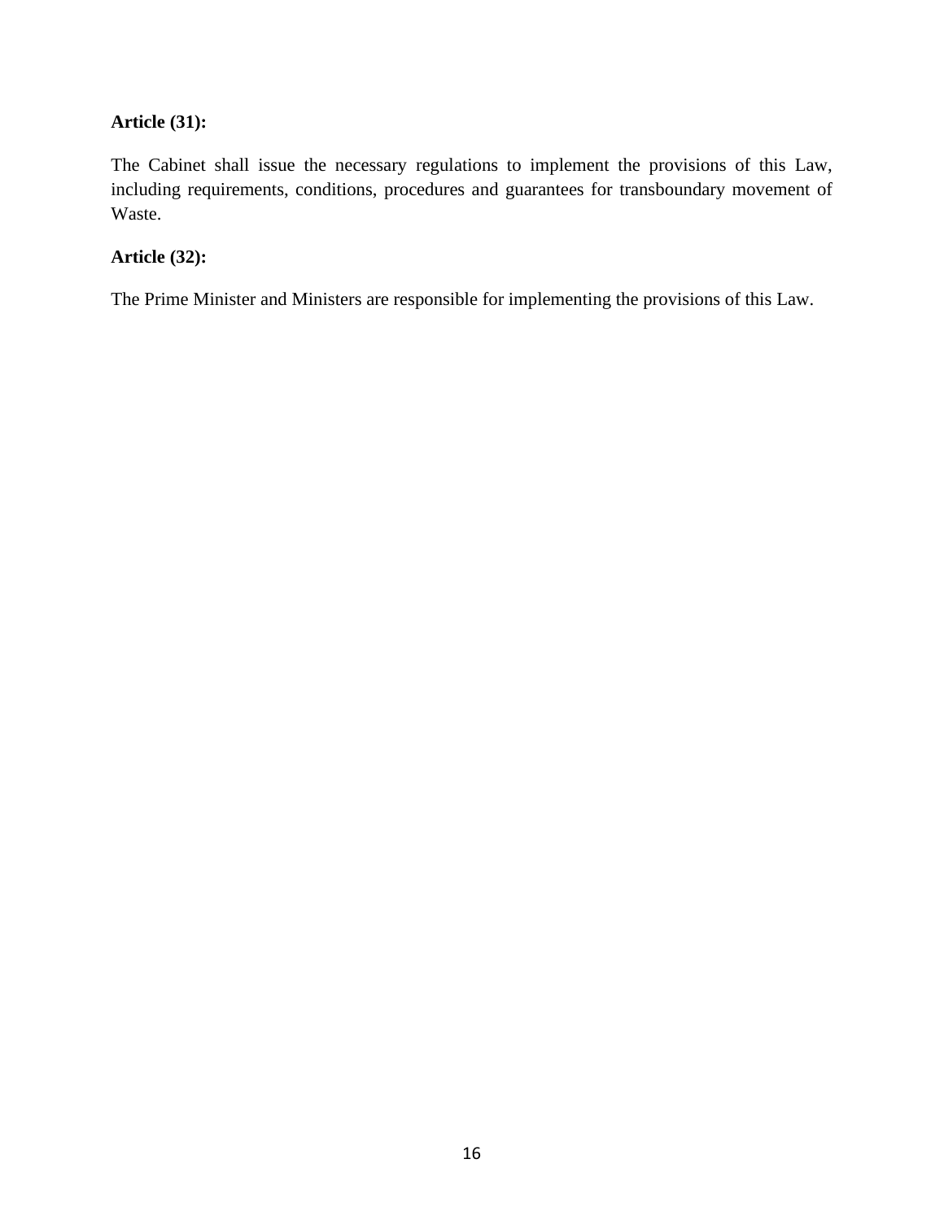**Article (31):**

The Cabinet shall issue the necessary regulations to implement the provisions of this Law, including requirements, conditions, procedures and guarantees for transboundary movement of Waste.

**Article (32):**

The Prime Minister and Ministers are responsible for implementing the provisions of this Law.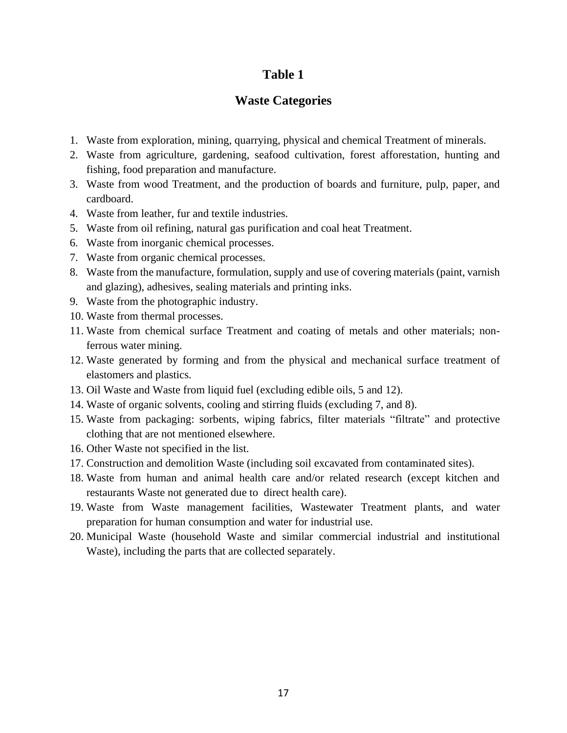## Table 1

## Waste Categories

1. Waste from exploration, mining, quarrying, physical and chemical Treatment of minerals.
2. Waste from agriculture, gardening, seafood cultivation, forest afforestation, hunting and fishing, food preparation and manufacture.
3. Waste from wood Treatment, and the production of boards and furniture, pulp, paper, and cardboard.
4. Waste from leather, fur and textile industries.
5. Waste from oil refining, natural gas purification and coal heat Treatment.
6. Waste from inorganic chemical processes.
7. Waste from organic chemical processes.
8. Waste from the manufacture, formulation, supply and use of covering materials (paint, varnish and glazing), adhesives, sealing materials and printing inks.
9. Waste from the photographic industry.
10. Waste from thermal processes.
11. Waste from chemical surface Treatment and coating of metals and other materials; non-ferrous water mining.
12. Waste generated by forming and from the physical and mechanical surface treatment of elastomers and plastics.
13. Oil Waste and Waste from liquid fuel (excluding edible oils, 5 and 12).
14. Waste of organic solvents, cooling and stirring fluids (excluding 7, and 8).
15. Waste from packaging: sorbents, wiping fabrics, filter materials "filtrate" and protective clothing that are not mentioned elsewhere.
16. Other Waste not specified in the list.
17. Construction and demolition Waste (including soil excavated from contaminated sites).
18. Waste from human and animal health care and/or related research (except kitchen and restaurants Waste not generated due to direct health care).
19. Waste from Waste management facilities, Wastewater Treatment plants, and water preparation for human consumption and water for industrial use.
20. Municipal Waste (household Waste and similar commercial industrial and institutional Waste), including the parts that are collected separately.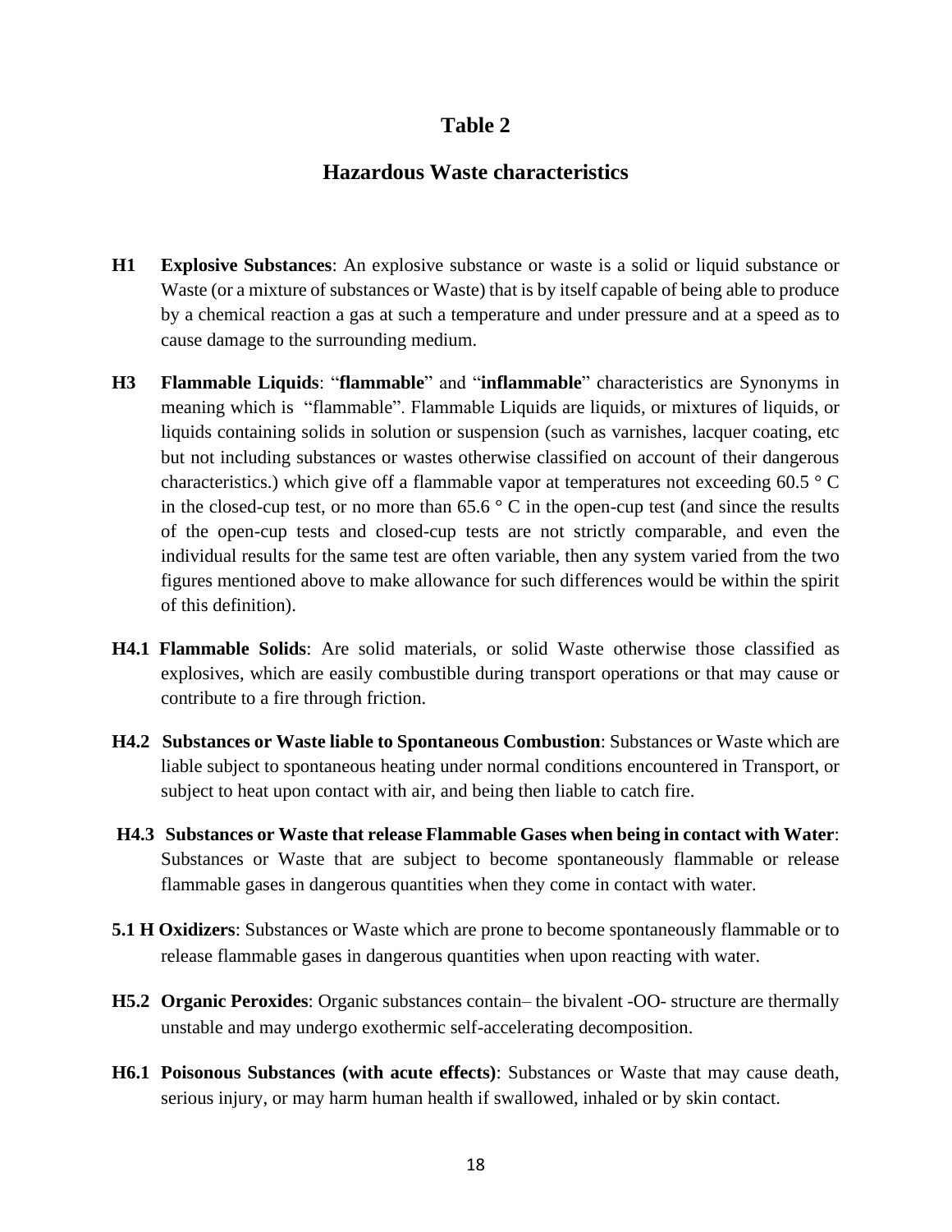# Table 2

## Hazardous Waste characteristics

**H1** **Explosive Substances**: An explosive substance or waste is a solid or liquid substance or Waste (or a mixture of substances or Waste) that is by itself capable of being able to produce by a chemical reaction a gas at such a temperature and under pressure and at a speed as to cause damage to the surrounding medium.

**H3** **Flammable Liquids**: "**flammable**" and "**inflammable**" characteristics are Synonyms in meaning which is "flammable". Flammable Liquids are liquids, or mixtures of liquids, or liquids containing solids in solution or suspension (such as varnishes, lacquer coating, etc but not including substances or wastes otherwise classified on account of their dangerous characteristics.) which give off a flammable vapor at temperatures not exceeding 60.5 ° C in the closed-cup test, or no more than 65.6 ° C in the open-cup test (and since the results of the open-cup tests and closed-cup tests are not strictly comparable, and even the individual results for the same test are often variable, then any system varied from the two figures mentioned above to make allowance for such differences would be within the spirit of this definition).

**H4.1** **Flammable Solids**: Are solid materials, or solid Waste otherwise those classified as explosives, which are easily combustible during transport operations or that may cause or contribute to a fire through friction.

**H4.2** **Substances or Waste liable to Spontaneous Combustion**: Substances or Waste which are liable subject to spontaneous heating under normal conditions encountered in Transport, or subject to heat upon contact with air, and being then liable to catch fire.

**H4.3** **Substances or Waste that release Flammable Gases when being in contact with Water**: Substances or Waste that are subject to become spontaneously flammable or release flammable gases in dangerous quantities when they come in contact with water.

**5.1 H Oxidizers**: Substances or Waste which are prone to become spontaneously flammable or to release flammable gases in dangerous quantities when upon reacting with water.

**H5.2** **Organic Peroxides**: Organic substances contain– the bivalent -OO- structure are thermally unstable and may undergo exothermic self-accelerating decomposition.

**H6.1** **Poisonous Substances (with acute effects)**: Substances or Waste that may cause death, serious injury, or may harm human health if swallowed, inhaled or by skin contact.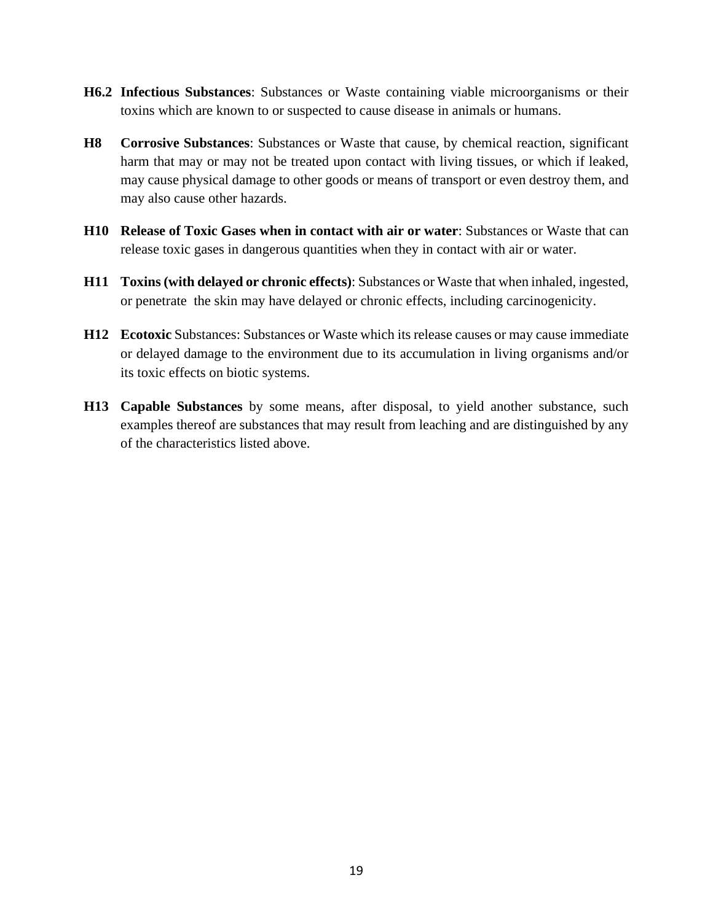**H6.2 Infectious Substances**: Substances or Waste containing viable microorganisms or their toxins which are known to or suspected to cause disease in animals or humans.

**H8 Corrosive Substances**: Substances or Waste that cause, by chemical reaction, significant harm that may or may not be treated upon contact with living tissues, or which if leaked, may cause physical damage to other goods or means of transport or even destroy them, and may also cause other hazards.

**H10 Release of Toxic Gases when in contact with air or water**: Substances or Waste that can release toxic gases in dangerous quantities when they in contact with air or water.

**H11 Toxins (with delayed or chronic effects)**: Substances or Waste that when inhaled, ingested, or penetrate the skin may have delayed or chronic effects, including carcinogenicity.

**H12 Ecotoxic** Substances: Substances or Waste which its release causes or may cause immediate or delayed damage to the environment due to its accumulation in living organisms and/or its toxic effects on biotic systems.

**H13 Capable Substances** by some means, after disposal, to yield another substance, such examples thereof are substances that may result from leaching and are distinguished by any of the characteristics listed above.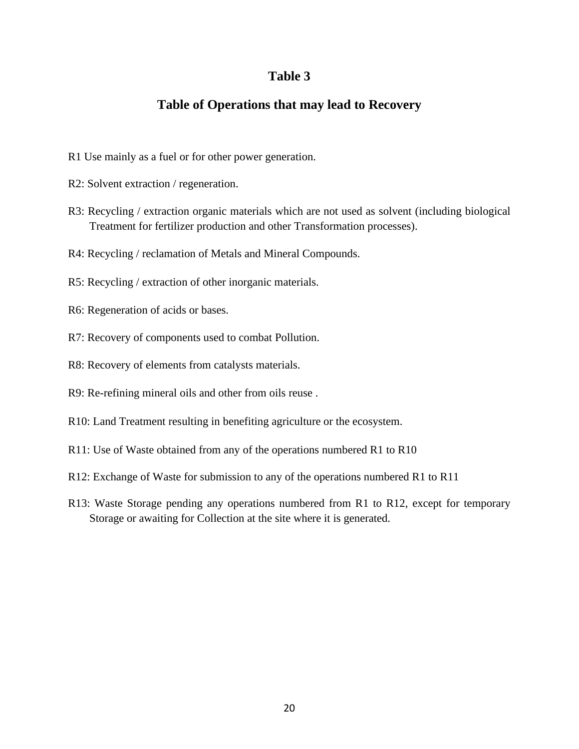## Table 3

## Table of Operations that may lead to Recovery

R1 Use mainly as a fuel or for other power generation.

R2: Solvent extraction / regeneration.

R3: Recycling / extraction organic materials which are not used as solvent (including biological Treatment for fertilizer production and other Transformation processes).

R4: Recycling / reclamation of Metals and Mineral Compounds.

R5: Recycling / extraction of other inorganic materials.

R6: Regeneration of acids or bases.

R7: Recovery of components used to combat Pollution.

R8: Recovery of elements from catalysts materials.

R9: Re-refining mineral oils and other from oils reuse .

R10: Land Treatment resulting in benefiting agriculture or the ecosystem.

R11: Use of Waste obtained from any of the operations numbered R1 to R10

R12: Exchange of Waste for submission to any of the operations numbered R1 to R11

R13: Waste Storage pending any operations numbered from R1 to R12, except for temporary Storage or awaiting for Collection at the site where it is generated.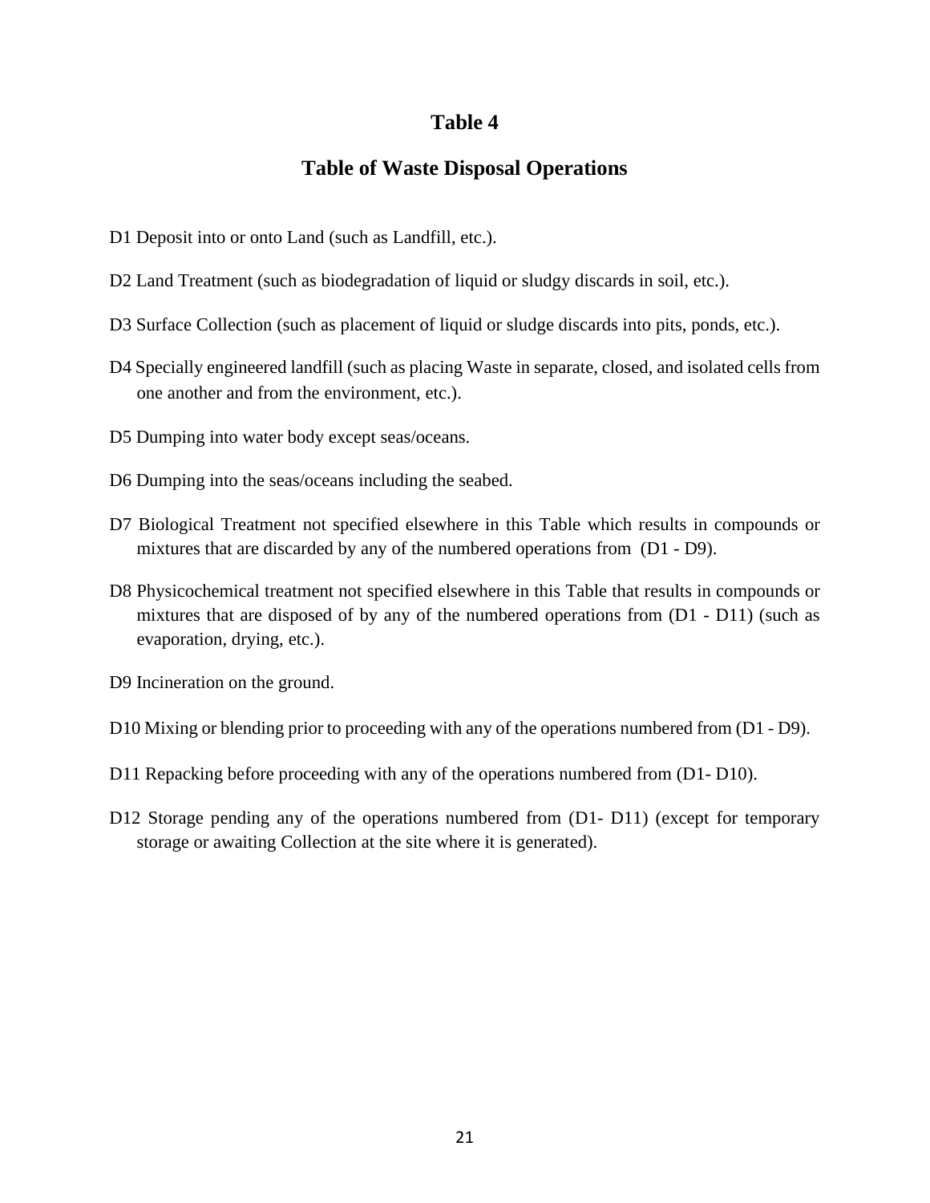# Table 4

## Table of Waste Disposal Operations

D1 Deposit into or onto Land (such as Landfill, etc.).

D2 Land Treatment (such as biodegradation of liquid or sludgy discards in soil, etc.).

D3 Surface Collection (such as placement of liquid or sludge discards into pits, ponds, etc.).

D4 Specially engineered landfill (such as placing Waste in separate, closed, and isolated cells from one another and from the environment, etc.).

D5 Dumping into water body except seas/oceans.

D6 Dumping into the seas/oceans including the seabed.

D7 Biological Treatment not specified elsewhere in this Table which results in compounds or mixtures that are discarded by any of the numbered operations from (D1 - D9).

D8 Physicochemical treatment not specified elsewhere in this Table that results in compounds or mixtures that are disposed of by any of the numbered operations from (D1 - D11) (such as evaporation, drying, etc.).

D9 Incineration on the ground.

D10 Mixing or blending prior to proceeding with any of the operations numbered from (D1 - D9).

D11 Repacking before proceeding with any of the operations numbered from (D1- D10).

D12 Storage pending any of the operations numbered from (D1- D11) (except for temporary storage or awaiting Collection at the site where it is generated).